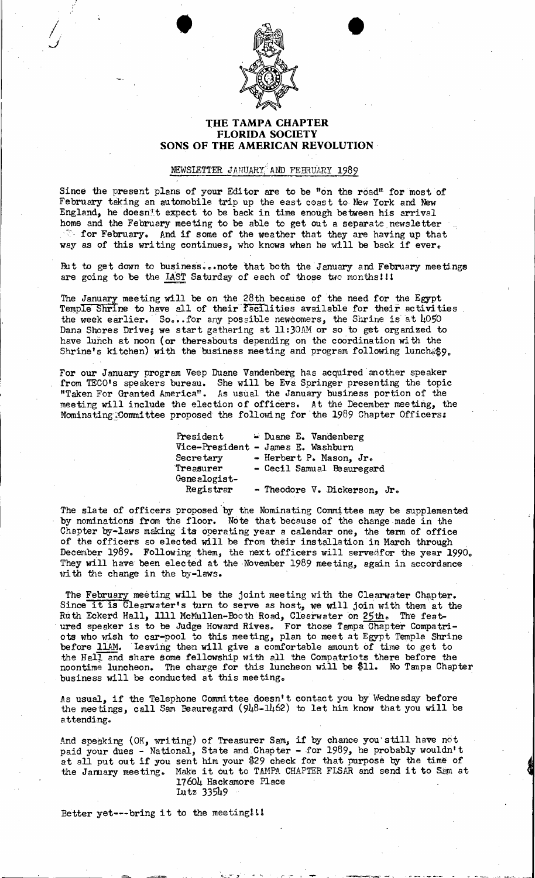# THE TAMPA CHAPTER
# FLORIDA SOCIETY
# SONS OF THE AMERICAN REVOLUTION

## NEWSLETTER JANUARY AND FEBRUARY 1989

Since the present plans of your Editor are to be "on the road" for most of February taking an automobile trip up the east coast to New York and New England, he doesn't expect to be back in time enough between his arrival home and the February meeting to be able to get out a separate newsletter for February. And if some of the weather that they are having up that way as of this writing continues, who knows when he will be back if ever.

But to get down to business...note that both the January and February meetings are going to be the LAST Saturday of each of those two months!!!

The January meeting will be on the 28th because of the need for the Egypt Temple Shrine to have all of their facilities available for their activities the week earlier. So...for any possible newcomers, the Shrine is at 4050 Dana Shores Drive; we start gathering at 11:30AM or so to get organized to have lunch at noon (or thereabouts depending on the coordination with the Shrine's kitchen) with the business meeting and program following lunch@$9.

For our January program Veep Duane Vandenberg has acquired another speaker from TECO's speakers bureau. She will be Eva Springer presenting the topic "Taken For Granted America". As usual the January business portion of the meeting will include the election of officers. At the December meeting, the Nominating Committee proposed the following for the 1989 Chapter Officers:

| | |
|---|---|
| President | - Duane E. Vandenberg |
| Vice-President | - James E. Washburn |
| Secretary | - Herbert P. Mason, Jr. |
| Treasurer | - Cecil Samual Beauregard |
| Genealogist-Registrar | - Theodore V. Dickerson, Jr. |

The slate of officers proposed by the Nominating Committee may be supplemented by nominations from the floor. Note that because of the change made in the Chapter by-laws making its operating year a calendar one, the term of office of the officers so elected will be from their installation in March through December 1989. Following them, the next officers will serve for the year 1990. They will have been elected at the November 1989 meeting, again in accordance with the change in the by-laws.

The February meeting will be the joint meeting with the Clearwater Chapter. Since it is Clearwater's turn to serve as host, we will join with them at the Ruth Eckerd Hall, 1111 McMullen-Booth Road, Clearwater on 25th. The featured speaker is to be Judge Howard Rives. For those Tampa Chapter Compatriots who wish to car-pool to this meeting, plan to meet at Egypt Temple Shrine before 11AM. Leaving then will give a comfortable amount of time to get to the Hall and share some fellowship with all the Compatriots there before the noontime luncheon. The charge for this luncheon will be $11. No Tampa Chapter business will be conducted at this meeting.

As usual, if the Telephone Committee doesn't contact you by Wednesday before the meetings, call Sam Beauregard (948-1462) to let him know that you will be attending.

And speaking (OK, writing) of Treasurer Sam, if by chance you still have not paid your dues - National, State and Chapter - for 1989, he probably wouldn't at all put out if you sent him your $29 check for that purpose by the time of the January meeting. Make it out to TAMPA CHAPTER FLSAR and send it to Sam at

17604 Hackamore Place
Lutz 33549

Better yet---bring it to the meeting!!!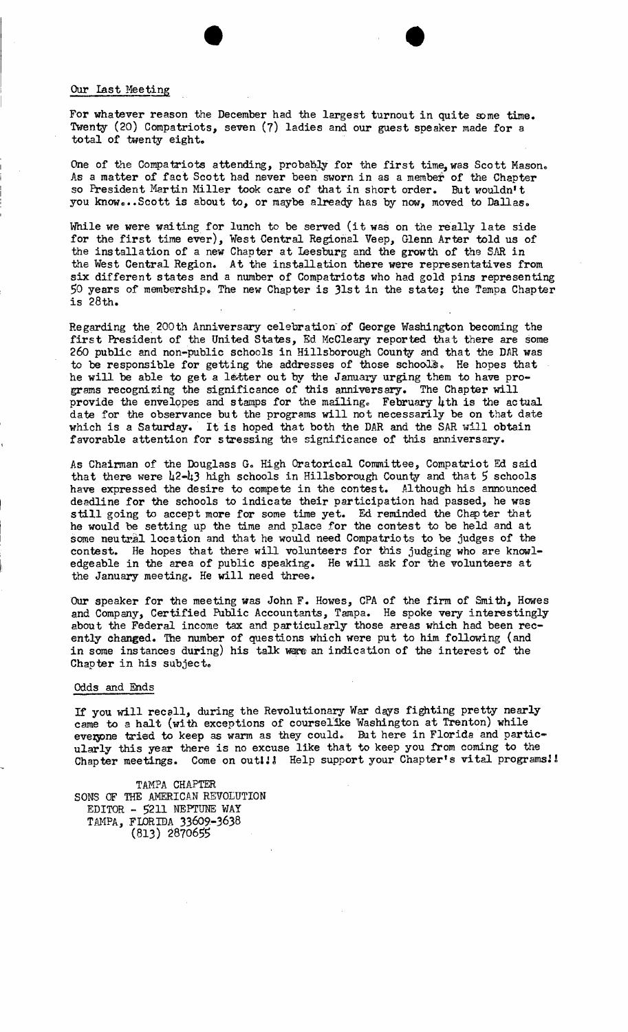## Our Last Meeting

For whatever reason the December had the largest turnout in quite some time. Twenty (20) Compatriots, seven (7) ladies and our guest speaker made for a total of twenty eight.

One of the Compatriots attending, probably for the first time, was Scott Mason. As a matter of fact Scott had never been sworn in as a member of the Chapter so President Martin Miller took care of that in short order. But wouldn't you know...Scott is about to, or maybe already has by now, moved to Dallas.

While we were waiting for lunch to be served (it was on the really late side for the first time ever), West Central Regional Veep, Glenn Arter told us of the installation of a new Chapter at Leesburg and the growth of the SAR in the West Central Region. At the installation there were representatives from six different states and a number of Compatriots who had gold pins representing 50 years of membership. The new Chapter is 31st in the state; the Tampa Chapter is 28th.

Regarding the 200th Anniversary celebration of George Washington becoming the first President of the United States, Ed McCleary reported that there are some 260 public and non-public schools in Hillsborough County and that the DAR was to be responsible for getting the addresses of those schools. He hopes that he will be able to get a letter out by the January urging them to have programs recognizing the significance of this anniversary. The Chapter will provide the envelopes and stamps for the mailing. February 4th is the actual date for the observance but the programs will not necessarily be on that date which is a Saturday. It is hoped that both the DAR and the SAR will obtain favorable attention for stressing the significance of this anniversary.

As Chairman of the Douglass G. High Oratorical Committee, Compatriot Ed said that there were 42-43 high schools in Hillsborough County and that 5 schools have expressed the desire to compete in the contest. Although his announced deadline for the schools to indicate their participation had passed, he was still going to accept more for some time yet. Ed reminded the Chapter that he would be setting up the time and place for the contest to be held and at some neutral location and that he would need Compatriots to be judges of the contest. He hopes that there will volunteers for this judging who are knowledgeable in the area of public speaking. He will ask for the volunteers at the January meeting. He will need three.

Our speaker for the meeting was John F. Howes, CPA of the firm of Smith, Howes and Company, Certified Public Accountants, Tampa. He spoke very interestingly about the Federal income tax and particularly those areas which had been recently changed. The number of questions which were put to him following (and in some instances during) his talk were an indication of the interest of the Chapter in his subject.

## Odds and Ends

If you will recall, during the Revolutionary War days fighting pretty nearly came to a halt (with exceptions of courselike Washington at Trenton) while everyone tried to keep as warm as they could. But here in Florida and particularly this year there is no excuse like that to keep you from coming to the Chapter meetings. Come on out!!! Help support your Chapter's vital programs!!

TAMPA CHAPTER
SONS OF THE AMERICAN REVOLUTION
EDITOR - 5211 NEPTUNE WAY
TAMPA, FLORIDA 33609-3638
(813) 2870655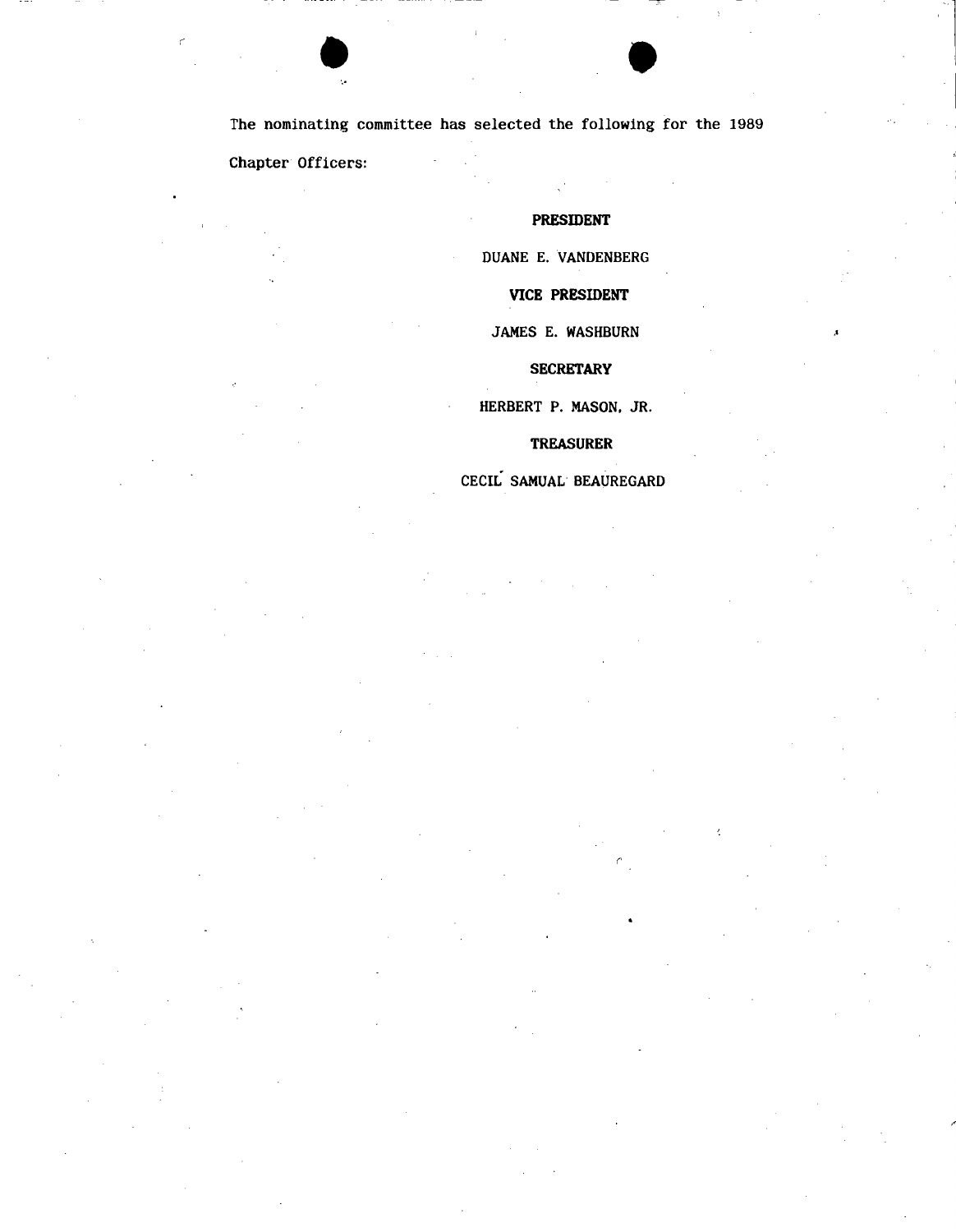The nominating committee has selected the following for the 1989 Chapter Officers:

**PRESIDENT**

DUANE E. VANDENBERG

**VICE PRESIDENT**

JAMES E. WASHBURN

**SECRETARY**

HERBERT P. MASON, JR.

**TREASURER**

CECIL SAMUAL BEAUREGARD